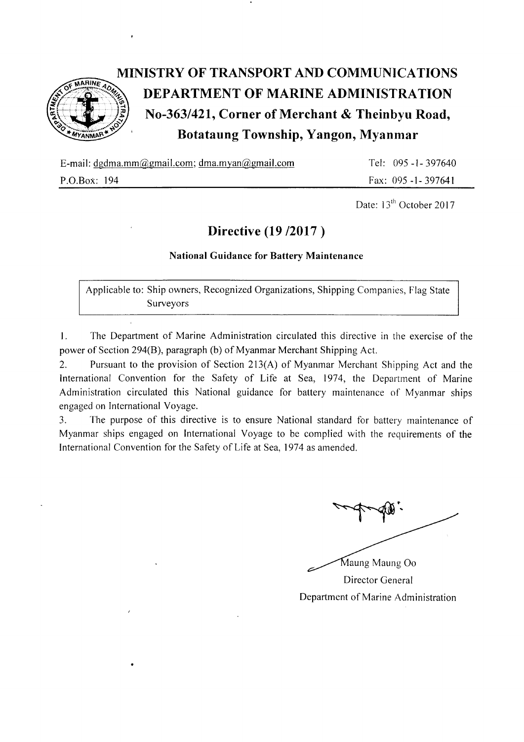# MINISTRY OF TRANSPORT AND COMMUNICATIONS

## DEPARTMENT OF MARINE ADMINISTRATION

## No-363/421, Corner of Merchant & Theinbyu Road, Botataung Township, Yangon, Myanmar

E-mail: dgdma.mm@gmail.com; dma.myan@gmail.com | Tel: 095 -1- 397640

P.O.Box: 194 | Fax: 095 -1- 397641

Date: 13th October 2017

## Directive (19 /2017 )

**National Guidance for Battery Maintenance**

Applicable to: Ship owners, Recognized Organizations, Shipping Companies, Flag State Surveyors

1. The Department of Marine Administration circulated this directive in the exercise of the power of Section 294(B), paragraph (b) of Myanmar Merchant Shipping Act.
2. Pursuant to the provision of Section 213(A) of Myanmar Merchant Shipping Act and the International Convention for the Safety of Life at Sea, 1974, the Department of Marine Administration circulated this National guidance for battery maintenance of Myanmar ships engaged on International Voyage.
3. The purpose of this directive is to ensure National standard for battery maintenance of Myanmar ships engaged on International Voyage to be complied with the requirements of the International Convention for the Safety of Life at Sea, 1974 as amended.

Maung Maung Oo

Director General

Department of Marine Administration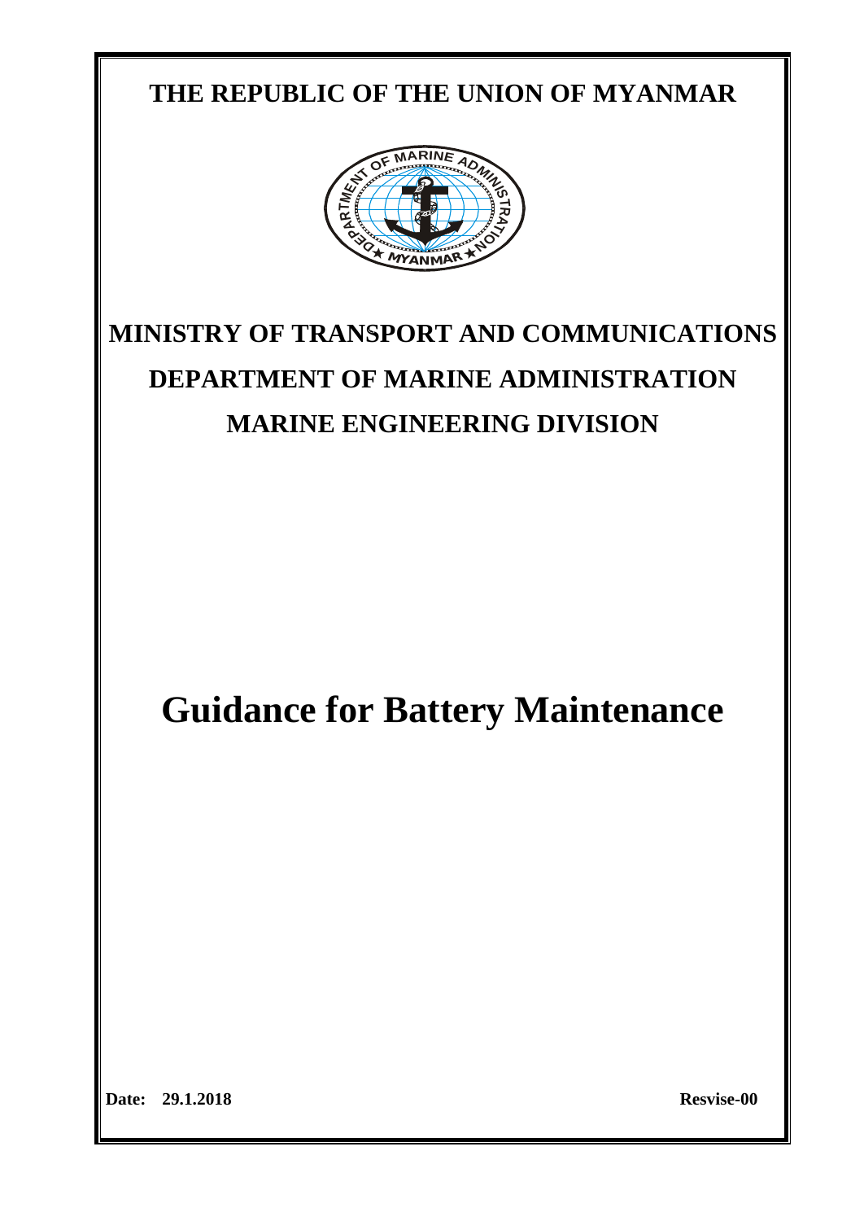# THE REPUBLIC OF THE UNION OF MYANMAR

## MINISTRY OF TRANSPORT AND COMMUNICATIONS

## DEPARTMENT OF MARINE ADMINISTRATION

## MARINE ENGINEERING DIVISION

# Guidance for Battery Maintenance

**Date: 29.1.2018** **Resvise-00**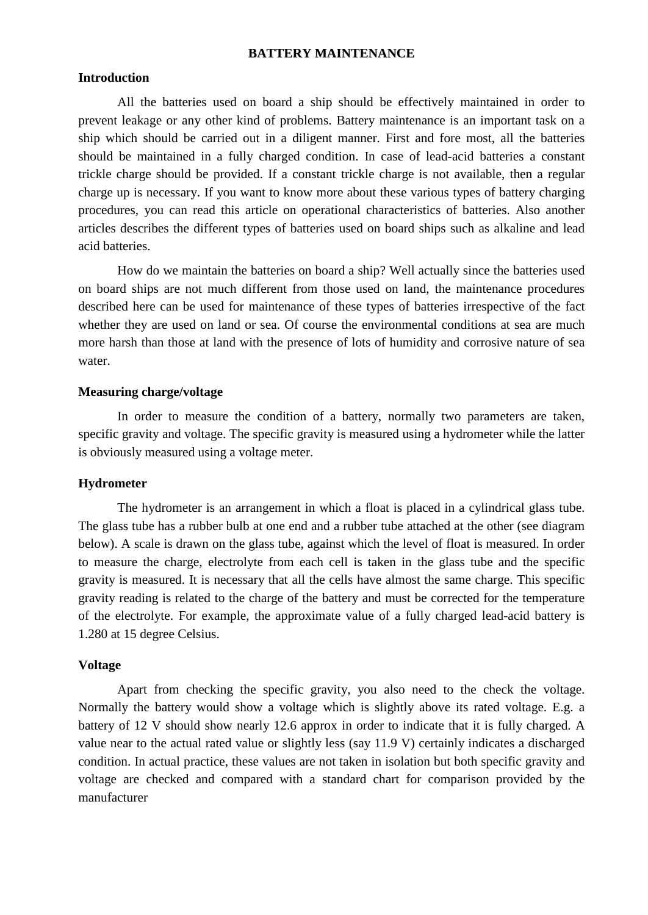# BATTERY MAINTENANCE

## Introduction

All the batteries used on board a ship should be effectively maintained in order to prevent leakage or any other kind of problems. Battery maintenance is an important task on a ship which should be carried out in a diligent manner. First and fore most, all the batteries should be maintained in a fully charged condition. In case of lead-acid batteries a constant trickle charge should be provided. If a constant trickle charge is not available, then a regular charge up is necessary. If you want to know more about these various types of battery charging procedures, you can read this article on operational characteristics of batteries. Also another articles describes the different types of batteries used on board ships such as alkaline and lead acid batteries.

How do we maintain the batteries on board a ship? Well actually since the batteries used on board ships are not much different from those used on land, the maintenance procedures described here can be used for maintenance of these types of batteries irrespective of the fact whether they are used on land or sea. Of course the environmental conditions at sea are much more harsh than those at land with the presence of lots of humidity and corrosive nature of sea water.

## Measuring charge/voltage

In order to measure the condition of a battery, normally two parameters are taken, specific gravity and voltage. The specific gravity is measured using a hydrometer while the latter is obviously measured using a voltage meter.

## Hydrometer

The hydrometer is an arrangement in which a float is placed in a cylindrical glass tube. The glass tube has a rubber bulb at one end and a rubber tube attached at the other (see diagram below). A scale is drawn on the glass tube, against which the level of float is measured. In order to measure the charge, electrolyte from each cell is taken in the glass tube and the specific gravity is measured. It is necessary that all the cells have almost the same charge. This specific gravity reading is related to the charge of the battery and must be corrected for the temperature of the electrolyte. For example, the approximate value of a fully charged lead-acid battery is 1.280 at 15 degree Celsius.

## Voltage

Apart from checking the specific gravity, you also need to the check the voltage. Normally the battery would show a voltage which is slightly above its rated voltage. E.g. a battery of 12 V should show nearly 12.6 approx in order to indicate that it is fully charged. A value near to the actual rated value or slightly less (say 11.9 V) certainly indicates a discharged condition. In actual practice, these values are not taken in isolation but both specific gravity and voltage are checked and compared with a standard chart for comparison provided by the manufacturer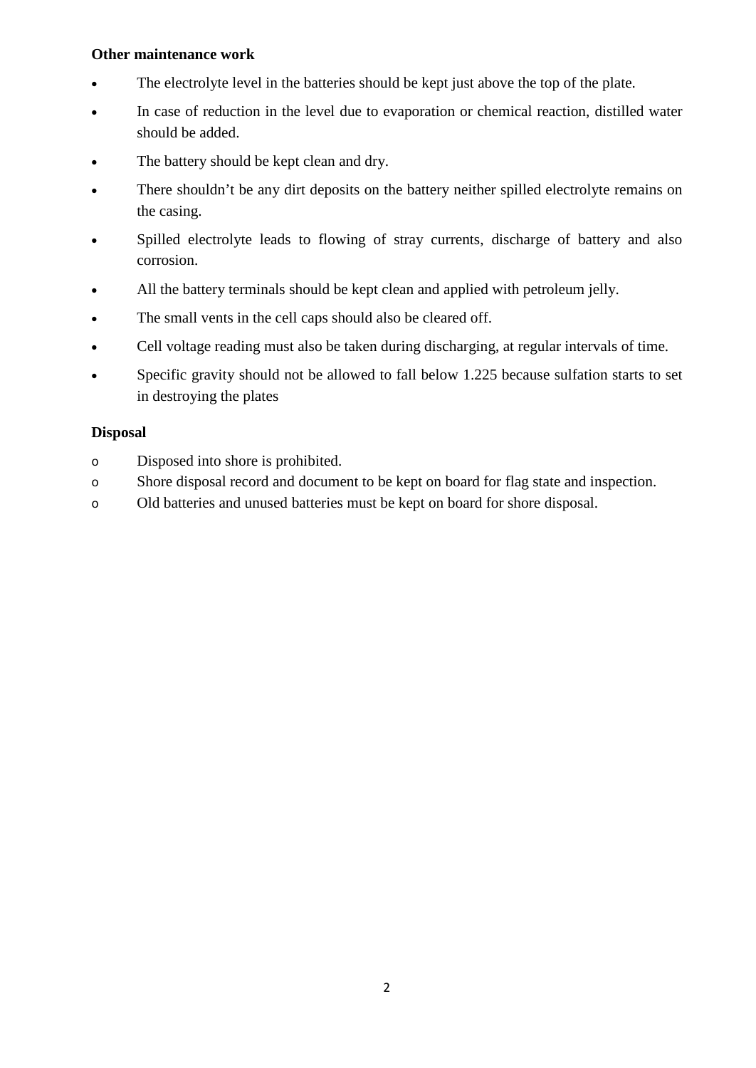**Other maintenance work**

- The electrolyte level in the batteries should be kept just above the top of the plate.
- In case of reduction in the level due to evaporation or chemical reaction, distilled water should be added.
- The battery should be kept clean and dry.
- There shouldn't be any dirt deposits on the battery neither spilled electrolyte remains on the casing.
- Spilled electrolyte leads to flowing of stray currents, discharge of battery and also corrosion.
- All the battery terminals should be kept clean and applied with petroleum jelly.
- The small vents in the cell caps should also be cleared off.
- Cell voltage reading must also be taken during discharging, at regular intervals of time.
- Specific gravity should not be allowed to fall below 1.225 because sulfation starts to set in destroying the plates

**Disposal**

- Disposed into shore is prohibited.
- Shore disposal record and document to be kept on board for flag state and inspection.
- Old batteries and unused batteries must be kept on board for shore disposal.